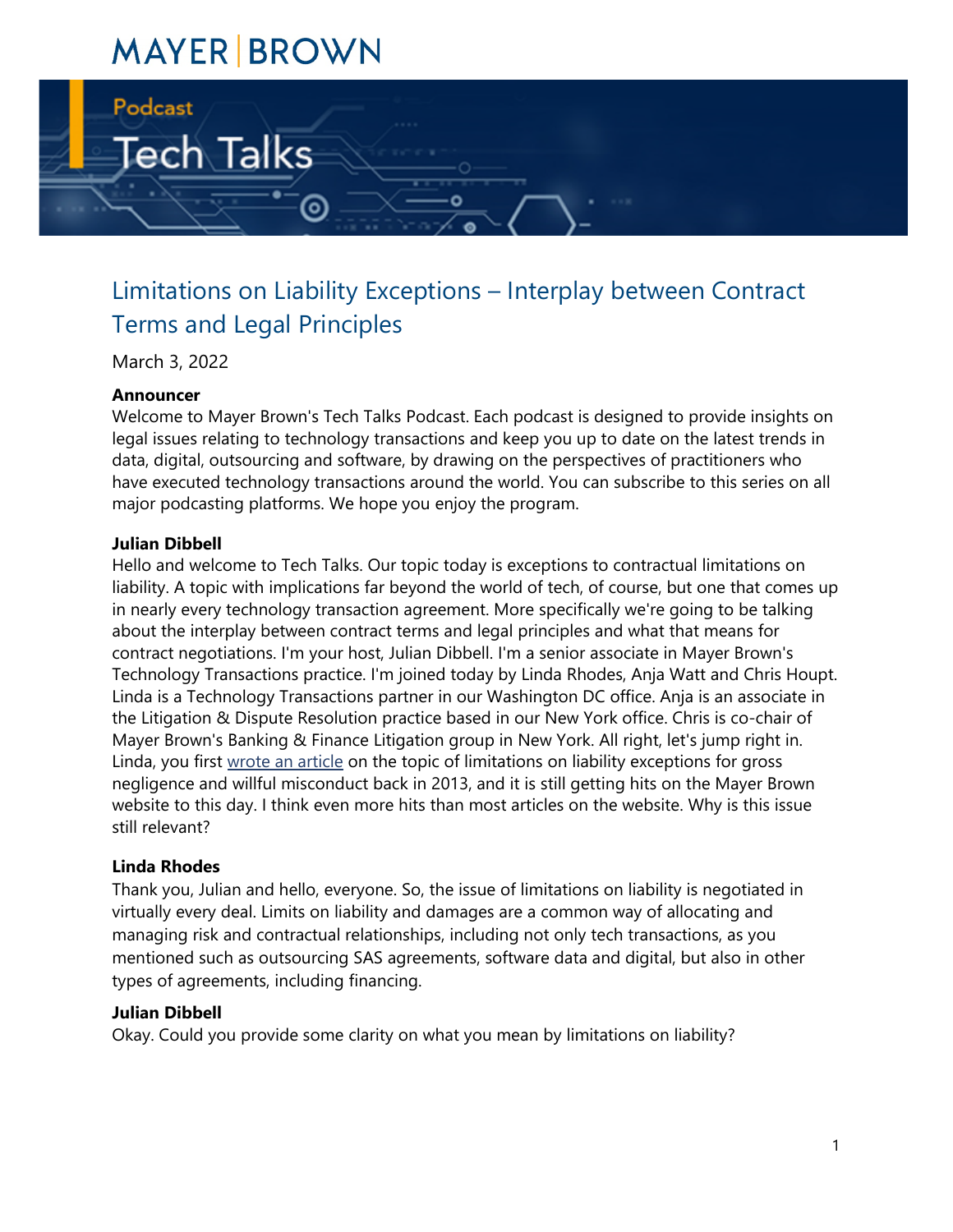MAYER | BROWN

Podcast

Tech Talks

# Limitations on Liability Exceptions – Interplay between Contract Terms and Legal Principles

March 3, 2022

**Announcer**
Welcome to Mayer Brown's Tech Talks Podcast. Each podcast is designed to provide insights on legal issues relating to technology transactions and keep you up to date on the latest trends in data, digital, outsourcing and software, by drawing on the perspectives of practitioners who have executed technology transactions around the world. You can subscribe to this series on all major podcasting platforms. We hope you enjoy the program.

**Julian Dibbell**
Hello and welcome to Tech Talks. Our topic today is exceptions to contractual limitations on liability. A topic with implications far beyond the world of tech, of course, but one that comes up in nearly every technology transaction agreement. More specifically we're going to be talking about the interplay between contract terms and legal principles and what that means for contract negotiations. I'm your host, Julian Dibbell. I'm a senior associate in Mayer Brown's Technology Transactions practice. I'm joined today by Linda Rhodes, Anja Watt and Chris Houpt. Linda is a Technology Transactions partner in our Washington DC office. Anja is an associate in the Litigation & Dispute Resolution practice based in our New York office. Chris is co-chair of Mayer Brown's Banking & Finance Litigation group in New York. All right, let's jump right in. Linda, you first wrote an article on the topic of limitations on liability exceptions for gross negligence and willful misconduct back in 2013, and it is still getting hits on the Mayer Brown website to this day. I think even more hits than most articles on the website. Why is this issue still relevant?

**Linda Rhodes**
Thank you, Julian and hello, everyone. So, the issue of limitations on liability is negotiated in virtually every deal. Limits on liability and damages are a common way of allocating and managing risk and contractual relationships, including not only tech transactions, as you mentioned such as outsourcing SAS agreements, software data and digital, but also in other types of agreements, including financing.

**Julian Dibbell**
Okay. Could you provide some clarity on what you mean by limitations on liability?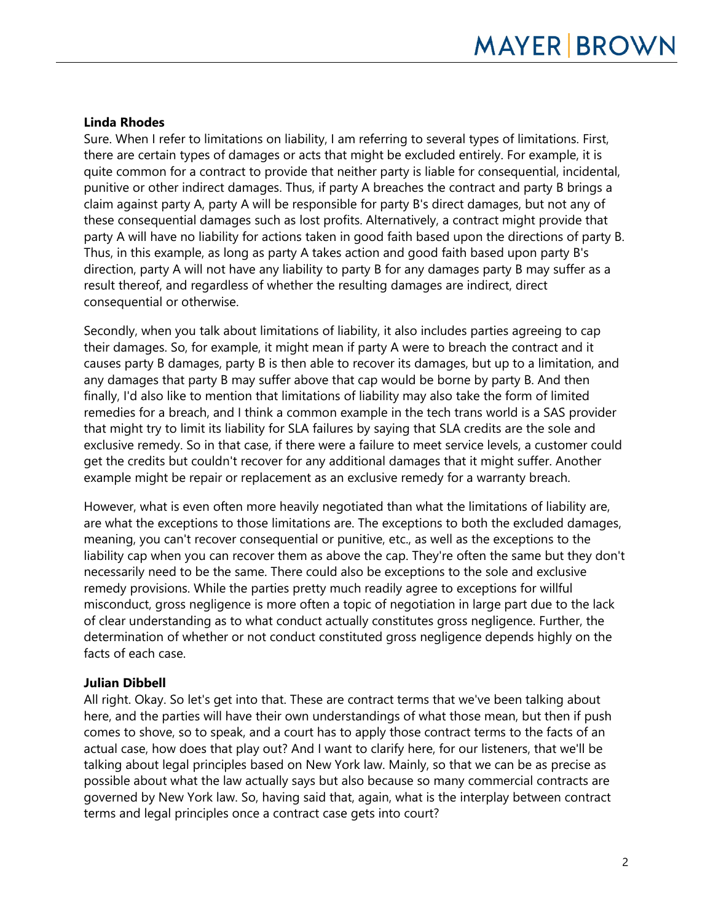**Linda Rhodes**

Sure. When I refer to limitations on liability, I am referring to several types of limitations. First, there are certain types of damages or acts that might be excluded entirely. For example, it is quite common for a contract to provide that neither party is liable for consequential, incidental, punitive or other indirect damages. Thus, if party A breaches the contract and party B brings a claim against party A, party A will be responsible for party B's direct damages, but not any of these consequential damages such as lost profits. Alternatively, a contract might provide that party A will have no liability for actions taken in good faith based upon the directions of party B. Thus, in this example, as long as party A takes action and good faith based upon party B's direction, party A will not have any liability to party B for any damages party B may suffer as a result thereof, and regardless of whether the resulting damages are indirect, direct consequential or otherwise.

Secondly, when you talk about limitations of liability, it also includes parties agreeing to cap their damages. So, for example, it might mean if party A were to breach the contract and it causes party B damages, party B is then able to recover its damages, but up to a limitation, and any damages that party B may suffer above that cap would be borne by party B. And then finally, I'd also like to mention that limitations of liability may also take the form of limited remedies for a breach, and I think a common example in the tech trans world is a SAS provider that might try to limit its liability for SLA failures by saying that SLA credits are the sole and exclusive remedy. So in that case, if there were a failure to meet service levels, a customer could get the credits but couldn't recover for any additional damages that it might suffer. Another example might be repair or replacement as an exclusive remedy for a warranty breach.

However, what is even often more heavily negotiated than what the limitations of liability are, are what the exceptions to those limitations are. The exceptions to both the excluded damages, meaning, you can't recover consequential or punitive, etc., as well as the exceptions to the liability cap when you can recover them as above the cap. They're often the same but they don't necessarily need to be the same. There could also be exceptions to the sole and exclusive remedy provisions. While the parties pretty much readily agree to exceptions for willful misconduct, gross negligence is more often a topic of negotiation in large part due to the lack of clear understanding as to what conduct actually constitutes gross negligence. Further, the determination of whether or not conduct constituted gross negligence depends highly on the facts of each case.

**Julian Dibbell**

All right. Okay. So let's get into that. These are contract terms that we've been talking about here, and the parties will have their own understandings of what those mean, but then if push comes to shove, so to speak, and a court has to apply those contract terms to the facts of an actual case, how does that play out? And I want to clarify here, for our listeners, that we'll be talking about legal principles based on New York law. Mainly, so that we can be as precise as possible about what the law actually says but also because so many commercial contracts are governed by New York law. So, having said that, again, what is the interplay between contract terms and legal principles once a contract case gets into court?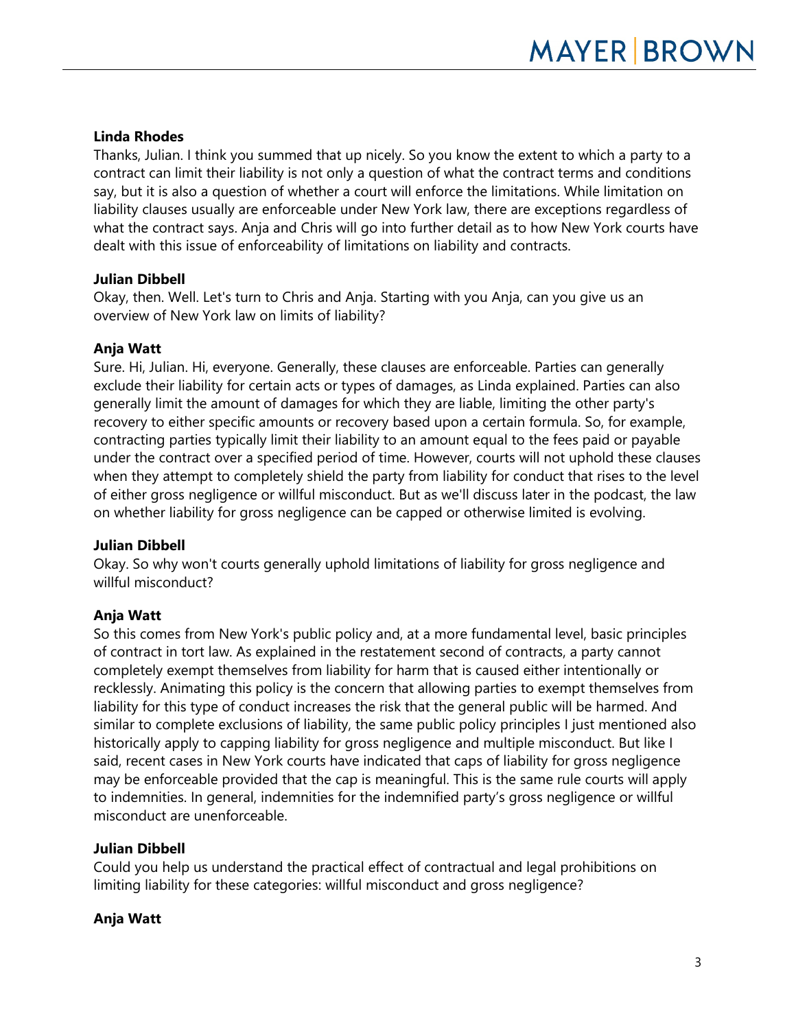**Linda Rhodes**
Thanks, Julian. I think you summed that up nicely. So you know the extent to which a party to a contract can limit their liability is not only a question of what the contract terms and conditions say, but it is also a question of whether a court will enforce the limitations. While limitation on liability clauses usually are enforceable under New York law, there are exceptions regardless of what the contract says. Anja and Chris will go into further detail as to how New York courts have dealt with this issue of enforceability of limitations on liability and contracts.

**Julian Dibbell**
Okay, then. Well. Let's turn to Chris and Anja. Starting with you Anja, can you give us an overview of New York law on limits of liability?

**Anja Watt**
Sure. Hi, Julian. Hi, everyone. Generally, these clauses are enforceable. Parties can generally exclude their liability for certain acts or types of damages, as Linda explained. Parties can also generally limit the amount of damages for which they are liable, limiting the other party's recovery to either specific amounts or recovery based upon a certain formula. So, for example, contracting parties typically limit their liability to an amount equal to the fees paid or payable under the contract over a specified period of time. However, courts will not uphold these clauses when they attempt to completely shield the party from liability for conduct that rises to the level of either gross negligence or willful misconduct. But as we'll discuss later in the podcast, the law on whether liability for gross negligence can be capped or otherwise limited is evolving.

**Julian Dibbell**
Okay. So why won't courts generally uphold limitations of liability for gross negligence and willful misconduct?

**Anja Watt**
So this comes from New York's public policy and, at a more fundamental level, basic principles of contract in tort law. As explained in the restatement second of contracts, a party cannot completely exempt themselves from liability for harm that is caused either intentionally or recklessly. Animating this policy is the concern that allowing parties to exempt themselves from liability for this type of conduct increases the risk that the general public will be harmed. And similar to complete exclusions of liability, the same public policy principles I just mentioned also historically apply to capping liability for gross negligence and multiple misconduct. But like I said, recent cases in New York courts have indicated that caps of liability for gross negligence may be enforceable provided that the cap is meaningful. This is the same rule courts will apply to indemnities. In general, indemnities for the indemnified party's gross negligence or willful misconduct are unenforceable.

**Julian Dibbell**
Could you help us understand the practical effect of contractual and legal prohibitions on limiting liability for these categories: willful misconduct and gross negligence?

**Anja Watt**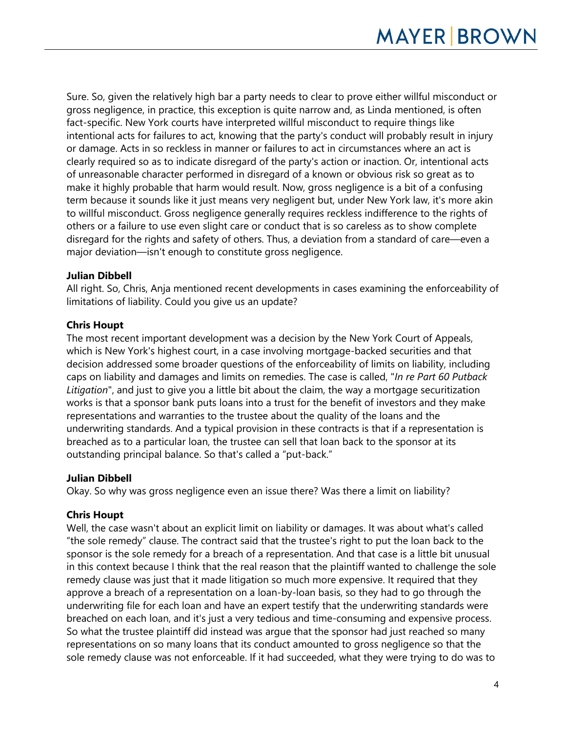Sure. So, given the relatively high bar a party needs to clear to prove either willful misconduct or gross negligence, in practice, this exception is quite narrow and, as Linda mentioned, is often fact-specific. New York courts have interpreted willful misconduct to require things like intentional acts for failures to act, knowing that the party's conduct will probably result in injury or damage. Acts in so reckless in manner or failures to act in circumstances where an act is clearly required so as to indicate disregard of the party's action or inaction. Or, intentional acts of unreasonable character performed in disregard of a known or obvious risk so great as to make it highly probable that harm would result. Now, gross negligence is a bit of a confusing term because it sounds like it just means very negligent but, under New York law, it's more akin to willful misconduct. Gross negligence generally requires reckless indifference to the rights of others or a failure to use even slight care or conduct that is so careless as to show complete disregard for the rights and safety of others. Thus, a deviation from a standard of care—even a major deviation—isn't enough to constitute gross negligence.

**Julian Dibbell**
All right. So, Chris, Anja mentioned recent developments in cases examining the enforceability of limitations of liability. Could you give us an update?

**Chris Houpt**
The most recent important development was a decision by the New York Court of Appeals, which is New York's highest court, in a case involving mortgage-backed securities and that decision addressed some broader questions of the enforceability of limits on liability, including caps on liability and damages and limits on remedies. The case is called, "*In re Part 60 Putback Litigation*", and just to give you a little bit about the claim, the way a mortgage securitization works is that a sponsor bank puts loans into a trust for the benefit of investors and they make representations and warranties to the trustee about the quality of the loans and the underwriting standards. And a typical provision in these contracts is that if a representation is breached as to a particular loan, the trustee can sell that loan back to the sponsor at its outstanding principal balance. So that's called a "put-back."

**Julian Dibbell**
Okay. So why was gross negligence even an issue there? Was there a limit on liability?

**Chris Houpt**
Well, the case wasn't about an explicit limit on liability or damages. It was about what's called "the sole remedy" clause. The contract said that the trustee's right to put the loan back to the sponsor is the sole remedy for a breach of a representation. And that case is a little bit unusual in this context because I think that the real reason that the plaintiff wanted to challenge the sole remedy clause was just that it made litigation so much more expensive. It required that they approve a breach of a representation on a loan-by-loan basis, so they had to go through the underwriting file for each loan and have an expert testify that the underwriting standards were breached on each loan, and it's just a very tedious and time-consuming and expensive process. So what the trustee plaintiff did instead was argue that the sponsor had just reached so many representations on so many loans that its conduct amounted to gross negligence so that the sole remedy clause was not enforceable. If it had succeeded, what they were trying to do was to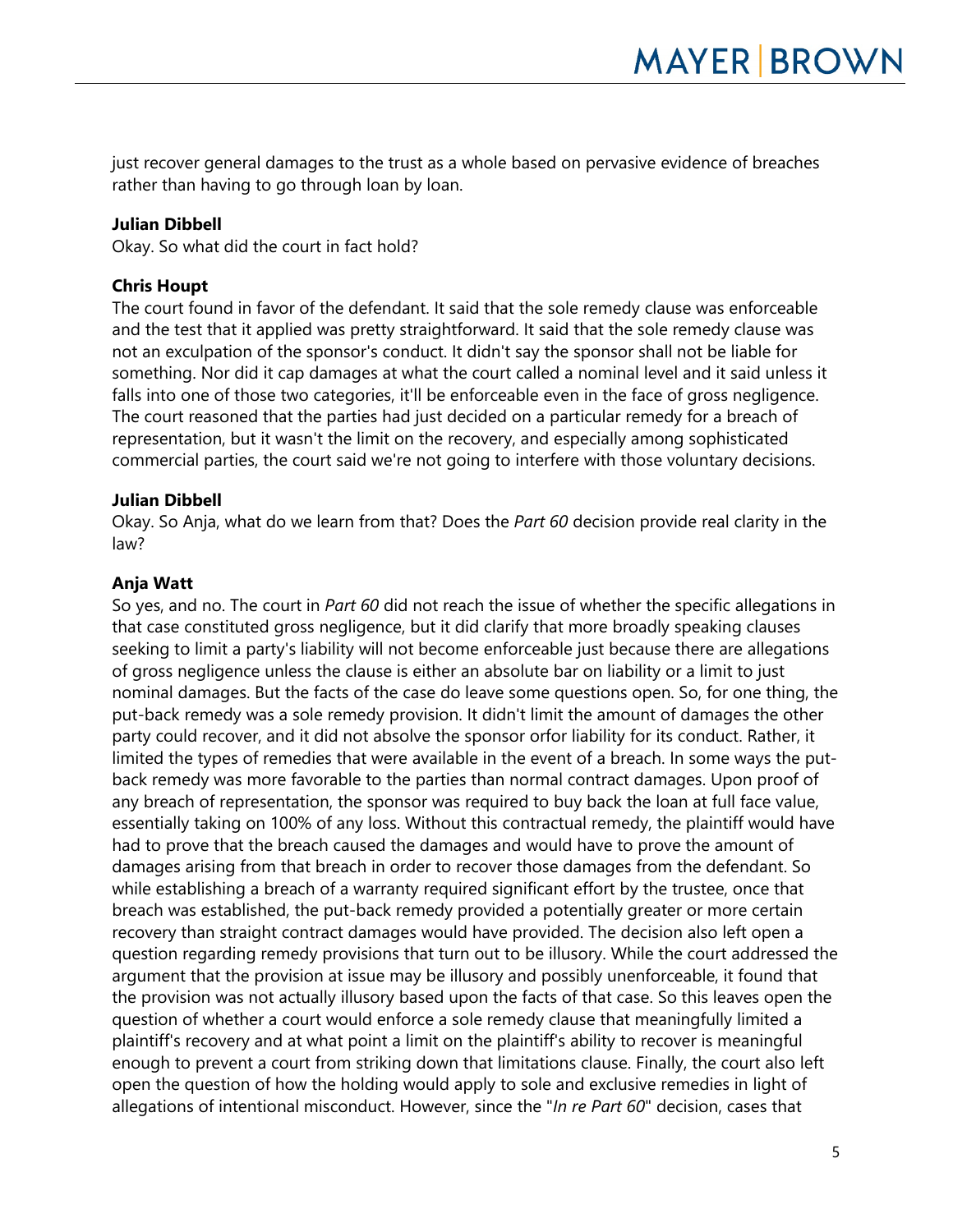just recover general damages to the trust as a whole based on pervasive evidence of breaches rather than having to go through loan by loan.

**Julian Dibbell**
Okay. So what did the court in fact hold?

**Chris Houpt**
The court found in favor of the defendant. It said that the sole remedy clause was enforceable and the test that it applied was pretty straightforward. It said that the sole remedy clause was not an exculpation of the sponsor's conduct. It didn't say the sponsor shall not be liable for something. Nor did it cap damages at what the court called a nominal level and it said unless it falls into one of those two categories, it'll be enforceable even in the face of gross negligence. The court reasoned that the parties had just decided on a particular remedy for a breach of representation, but it wasn't the limit on the recovery, and especially among sophisticated commercial parties, the court said we're not going to interfere with those voluntary decisions.

**Julian Dibbell**
Okay. So Anja, what do we learn from that? Does the *Part 60* decision provide real clarity in the law?

**Anja Watt**
So yes, and no. The court in *Part 60* did not reach the issue of whether the specific allegations in that case constituted gross negligence, but it did clarify that more broadly speaking clauses seeking to limit a party's liability will not become enforceable just because there are allegations of gross negligence unless the clause is either an absolute bar on liability or a limit to just nominal damages. But the facts of the case do leave some questions open. So, for one thing, the put-back remedy was a sole remedy provision. It didn't limit the amount of damages the other party could recover, and it did not absolve the sponsor orfor liability for its conduct. Rather, it limited the types of remedies that were available in the event of a breach. In some ways the put-back remedy was more favorable to the parties than normal contract damages. Upon proof of any breach of representation, the sponsor was required to buy back the loan at full face value, essentially taking on 100% of any loss. Without this contractual remedy, the plaintiff would have had to prove that the breach caused the damages and would have to prove the amount of damages arising from that breach in order to recover those damages from the defendant. So while establishing a breach of a warranty required significant effort by the trustee, once that breach was established, the put-back remedy provided a potentially greater or more certain recovery than straight contract damages would have provided. The decision also left open a question regarding remedy provisions that turn out to be illusory. While the court addressed the argument that the provision at issue may be illusory and possibly unenforceable, it found that the provision was not actually illusory based upon the facts of that case. So this leaves open the question of whether a court would enforce a sole remedy clause that meaningfully limited a plaintiff's recovery and at what point a limit on the plaintiff's ability to recover is meaningful enough to prevent a court from striking down that limitations clause. Finally, the court also left open the question of how the holding would apply to sole and exclusive remedies in light of allegations of intentional misconduct. However, since the "*In re Part 60*" decision, cases that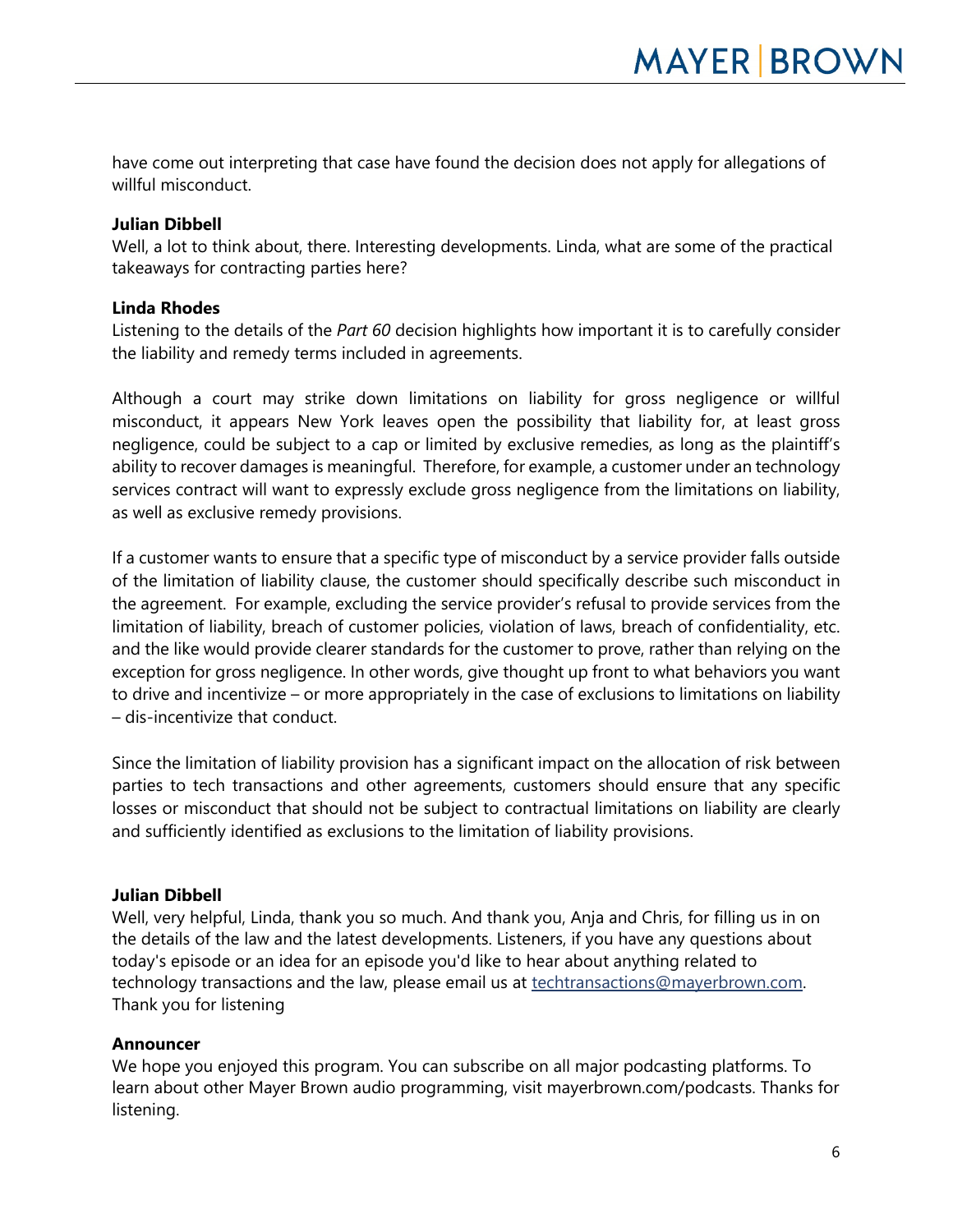have come out interpreting that case have found the decision does not apply for allegations of willful misconduct.

**Julian Dibbell**
Well, a lot to think about, there. Interesting developments. Linda, what are some of the practical takeaways for contracting parties here?

**Linda Rhodes**
Listening to the details of the *Part 60* decision highlights how important it is to carefully consider the liability and remedy terms included in agreements.

Although a court may strike down limitations on liability for gross negligence or willful misconduct, it appears New York leaves open the possibility that liability for, at least gross negligence, could be subject to a cap or limited by exclusive remedies, as long as the plaintiff's ability to recover damages is meaningful. Therefore, for example, a customer under an technology services contract will want to expressly exclude gross negligence from the limitations on liability, as well as exclusive remedy provisions.

If a customer wants to ensure that a specific type of misconduct by a service provider falls outside of the limitation of liability clause, the customer should specifically describe such misconduct in the agreement. For example, excluding the service provider's refusal to provide services from the limitation of liability, breach of customer policies, violation of laws, breach of confidentiality, etc. and the like would provide clearer standards for the customer to prove, rather than relying on the exception for gross negligence. In other words, give thought up front to what behaviors you want to drive and incentivize – or more appropriately in the case of exclusions to limitations on liability – dis-incentivize that conduct.

Since the limitation of liability provision has a significant impact on the allocation of risk between parties to tech transactions and other agreements, customers should ensure that any specific losses or misconduct that should not be subject to contractual limitations on liability are clearly and sufficiently identified as exclusions to the limitation of liability provisions.

**Julian Dibbell**
Well, very helpful, Linda, thank you so much. And thank you, Anja and Chris, for filling us in on the details of the law and the latest developments. Listeners, if you have any questions about today's episode or an idea for an episode you'd like to hear about anything related to technology transactions and the law, please email us at [techtransactions@mayerbrown.com](mailto:techtransactions@mayerbrown.com). Thank you for listening

**Announcer**
We hope you enjoyed this program. You can subscribe on all major podcasting platforms. To learn about other Mayer Brown audio programming, visit mayerbrown.com/podcasts. Thanks for listening.